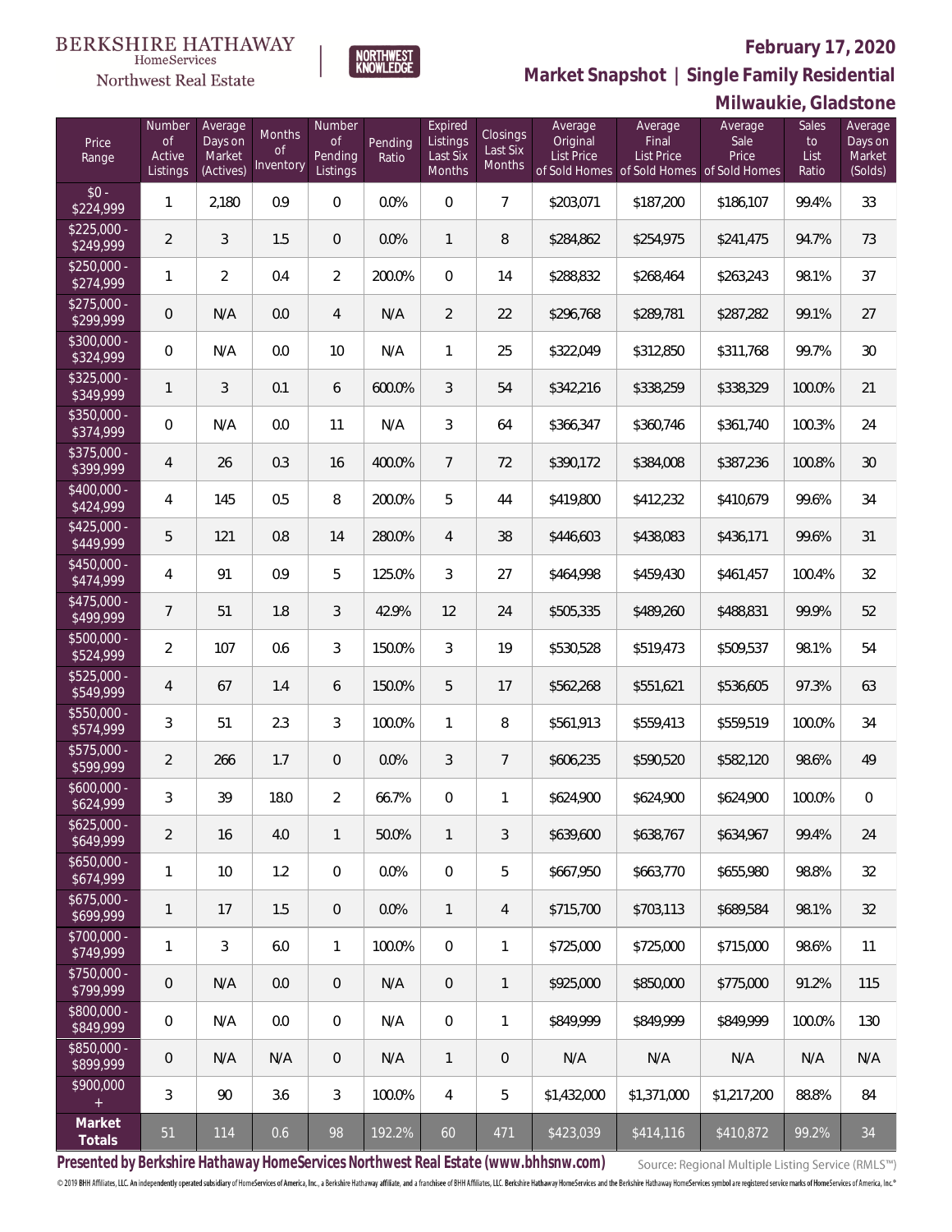BERKSHIRE HATHAWAY HomeServices Northwest Real Estate

NORTHWEST KNOWLEDGE

# February 17, 2020

## Market Snapshot | Single Family Residential

## Milwaukie, Gladstone

| Price Range | Number of Active Listings | Average Days on Market (Actives) | Months of Inventory | Number of Pending Listings | Pending Ratio | Expired Listings Last Six Months | Closings Last Six Months | Average Original List Price of Sold Homes | Average Final List Price of Sold Homes | Average Sale Price of Sold Homes | Sales to List Ratio | Average Days on Market (Solds) |
|---|---|---|---|---|---|---|---|---|---|---|---|---|
| $0 - $224,999 | 1 | 2,180 | 0.9 | 0 | 0.0% | 0 | 7 | $203,071 | $187,200 | $186,107 | 99.4% | 33 |
| $225,000 - $249,999 | 2 | 3 | 1.5 | 0 | 0.0% | 1 | 8 | $284,862 | $254,975 | $241,475 | 94.7% | 73 |
| $250,000 - $274,999 | 1 | 2 | 0.4 | 2 | 200.0% | 0 | 14 | $288,832 | $268,464 | $263,243 | 98.1% | 37 |
| $275,000 - $299,999 | 0 | N/A | 0.0 | 4 | N/A | 2 | 22 | $296,768 | $289,781 | $287,282 | 99.1% | 27 |
| $300,000 - $324,999 | 0 | N/A | 0.0 | 10 | N/A | 1 | 25 | $322,049 | $312,850 | $311,768 | 99.7% | 30 |
| $325,000 - $349,999 | 1 | 3 | 0.1 | 6 | 600.0% | 3 | 54 | $342,216 | $338,259 | $338,329 | 100.0% | 21 |
| $350,000 - $374,999 | 0 | N/A | 0.0 | 11 | N/A | 3 | 64 | $366,347 | $360,746 | $361,740 | 100.3% | 24 |
| $375,000 - $399,999 | 4 | 26 | 0.3 | 16 | 400.0% | 7 | 72 | $390,172 | $384,008 | $387,236 | 100.8% | 30 |
| $400,000 - $424,999 | 4 | 145 | 0.5 | 8 | 200.0% | 5 | 44 | $419,800 | $412,232 | $410,679 | 99.6% | 34 |
| $425,000 - $449,999 | 5 | 121 | 0.8 | 14 | 280.0% | 4 | 38 | $446,603 | $438,083 | $436,171 | 99.6% | 31 |
| $450,000 - $474,999 | 4 | 91 | 0.9 | 5 | 125.0% | 3 | 27 | $464,998 | $459,430 | $461,457 | 100.4% | 32 |
| $475,000 - $499,999 | 7 | 51 | 1.8 | 3 | 42.9% | 12 | 24 | $505,335 | $489,260 | $488,831 | 99.9% | 52 |
| $500,000 - $524,999 | 2 | 107 | 0.6 | 3 | 150.0% | 3 | 19 | $530,528 | $519,473 | $509,537 | 98.1% | 54 |
| $525,000 - $549,999 | 4 | 67 | 1.4 | 6 | 150.0% | 5 | 17 | $562,268 | $551,621 | $536,605 | 97.3% | 63 |
| $550,000 - $574,999 | 3 | 51 | 2.3 | 3 | 100.0% | 1 | 8 | $561,913 | $559,413 | $559,519 | 100.0% | 34 |
| $575,000 - $599,999 | 2 | 266 | 1.7 | 0 | 0.0% | 3 | 7 | $606,235 | $590,520 | $582,120 | 98.6% | 49 |
| $600,000 - $624,999 | 3 | 39 | 18.0 | 2 | 66.7% | 0 | 1 | $624,900 | $624,900 | $624,900 | 100.0% | 0 |
| $625,000 - $649,999 | 2 | 16 | 4.0 | 1 | 50.0% | 1 | 3 | $639,600 | $638,767 | $634,967 | 99.4% | 24 |
| $650,000 - $674,999 | 1 | 10 | 1.2 | 0 | 0.0% | 0 | 5 | $667,950 | $663,770 | $655,980 | 98.8% | 32 |
| $675,000 - $699,999 | 1 | 17 | 1.5 | 0 | 0.0% | 1 | 4 | $715,700 | $703,113 | $689,584 | 98.1% | 32 |
| $700,000 - $749,999 | 1 | 3 | 6.0 | 1 | 100.0% | 0 | 1 | $725,000 | $725,000 | $715,000 | 98.6% | 11 |
| $750,000 - $799,999 | 0 | N/A | 0.0 | 0 | N/A | 0 | 1 | $925,000 | $850,000 | $775,000 | 91.2% | 115 |
| $800,000 - $849,999 | 0 | N/A | 0.0 | 0 | N/A | 0 | 1 | $849,999 | $849,999 | $849,999 | 100.0% | 130 |
| $850,000 - $899,999 | 0 | N/A | N/A | 0 | N/A | 1 | 0 | N/A | N/A | N/A | N/A | N/A |
| $900,000 + | 3 | 90 | 3.6 | 3 | 100.0% | 4 | 5 | $1,432,000 | $1,371,000 | $1,217,200 | 88.8% | 84 |
| **Market Totals** | 51 | 114 | 0.6 | 98 | 192.2% | 60 | 471 | $423,039 | $414,116 | $410,872 | 99.2% | 34 |

**Presented by Berkshire Hathaway HomeServices Northwest Real Estate (www.bhhsnw.com)**

Source: Regional Multiple Listing Service (RMLS™)

© 2019 BHH Affiliates, LLC. An independently operated subsidiary of HomeServices of America, Inc., a Berkshire Hathaway affiliate, and a franchisee of BHH Affiliates, LLC. Berkshire Hathaway HomeServices and the Berkshire Hathaway HomeServices symbol are registered service marks of HomeServices of America, Inc.®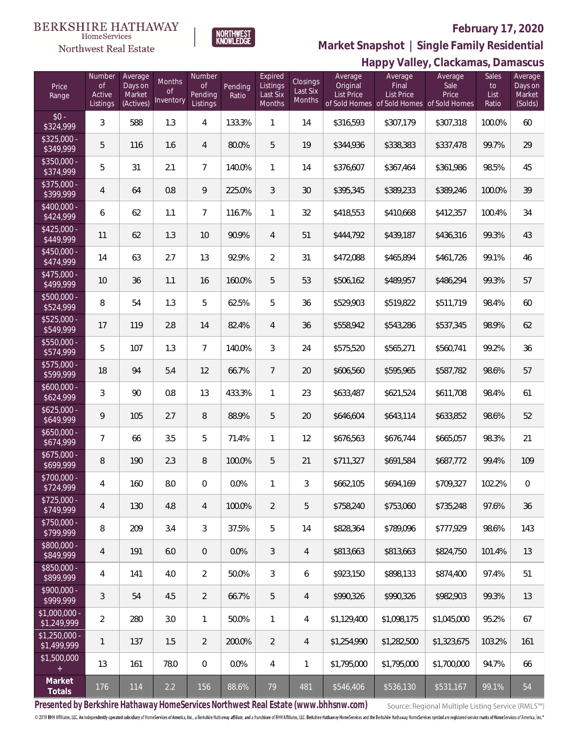BERKSHIRE HATHAWAY HomeServices Northwest Real Estate

NORTHWEST KNOWLEDGE

# February 17, 2020

## Market Snapshot | Single Family Residential

### Happy Valley, Clackamas, Damascus

| Price Range | Number of Active Listings | Average Days on Market (Actives) | Months of Inventory | Number of Pending Listings | Pending Ratio | Expired Listings Last Six Months | Closings Last Six Months | Average Original List Price of Sold Homes | Average Final List Price of Sold Homes | Average Sale Price of Sold Homes | Sales to List Ratio | Average Days on Market (Solds) |
|---|---|---|---|---|---|---|---|---|---|---|---|---|
| $0 - $324,999 | 3 | 588 | 1.3 | 4 | 133.3% | 1 | 14 | $316,593 | $307,179 | $307,318 | 100.0% | 60 |
| $325,000 - $349,999 | 5 | 116 | 1.6 | 4 | 80.0% | 5 | 19 | $344,936 | $338,383 | $337,478 | 99.7% | 29 |
| $350,000 - $374,999 | 5 | 31 | 2.1 | 7 | 140.0% | 1 | 14 | $376,607 | $367,464 | $361,986 | 98.5% | 45 |
| $375,000 - $399,999 | 4 | 64 | 0.8 | 9 | 225.0% | 3 | 30 | $395,345 | $389,233 | $389,246 | 100.0% | 39 |
| $400,000 - $424,999 | 6 | 62 | 1.1 | 7 | 116.7% | 1 | 32 | $418,553 | $410,668 | $412,357 | 100.4% | 34 |
| $425,000 - $449,999 | 11 | 62 | 1.3 | 10 | 90.9% | 4 | 51 | $444,792 | $439,187 | $436,316 | 99.3% | 43 |
| $450,000 - $474,999 | 14 | 63 | 2.7 | 13 | 92.9% | 2 | 31 | $472,088 | $465,894 | $461,726 | 99.1% | 46 |
| $475,000 - $499,999 | 10 | 36 | 1.1 | 16 | 160.0% | 5 | 53 | $506,162 | $489,957 | $486,294 | 99.3% | 57 |
| $500,000 - $524,999 | 8 | 54 | 1.3 | 5 | 62.5% | 5 | 36 | $529,903 | $519,822 | $511,719 | 98.4% | 60 |
| $525,000 - $549,999 | 17 | 119 | 2.8 | 14 | 82.4% | 4 | 36 | $558,942 | $543,286 | $537,345 | 98.9% | 62 |
| $550,000 - $574,999 | 5 | 107 | 1.3 | 7 | 140.0% | 3 | 24 | $575,520 | $565,271 | $560,741 | 99.2% | 36 |
| $575,000 - $599,999 | 18 | 94 | 5.4 | 12 | 66.7% | 7 | 20 | $606,560 | $595,965 | $587,782 | 98.6% | 57 |
| $600,000 - $624,999 | 3 | 90 | 0.8 | 13 | 433.3% | 1 | 23 | $633,487 | $621,524 | $611,708 | 98.4% | 61 |
| $625,000 - $649,999 | 9 | 105 | 2.7 | 8 | 88.9% | 5 | 20 | $646,604 | $643,114 | $633,852 | 98.6% | 52 |
| $650,000 - $674,999 | 7 | 66 | 3.5 | 5 | 71.4% | 1 | 12 | $676,563 | $676,744 | $665,057 | 98.3% | 21 |
| $675,000 - $699,999 | 8 | 190 | 2.3 | 8 | 100.0% | 5 | 21 | $711,327 | $691,584 | $687,772 | 99.4% | 109 |
| $700,000 - $724,999 | 4 | 160 | 8.0 | 0 | 0.0% | 1 | 3 | $662,105 | $694,169 | $709,327 | 102.2% | 0 |
| $725,000 - $749,999 | 4 | 130 | 4.8 | 4 | 100.0% | 2 | 5 | $758,240 | $753,060 | $735,248 | 97.6% | 36 |
| $750,000 - $799,999 | 8 | 209 | 3.4 | 3 | 37.5% | 5 | 14 | $828,364 | $789,096 | $777,929 | 98.6% | 143 |
| $800,000 - $849,999 | 4 | 191 | 6.0 | 0 | 0.0% | 3 | 4 | $813,663 | $813,663 | $824,750 | 101.4% | 13 |
| $850,000 - $899,999 | 4 | 141 | 4.0 | 2 | 50.0% | 3 | 6 | $923,150 | $898,133 | $874,400 | 97.4% | 51 |
| $900,000 - $999,999 | 3 | 54 | 4.5 | 2 | 66.7% | 5 | 4 | $990,326 | $990,326 | $982,903 | 99.3% | 13 |
| $1,000,000 - $1,249,999 | 2 | 280 | 3.0 | 1 | 50.0% | 1 | 4 | $1,129,400 | $1,098,175 | $1,045,000 | 95.2% | 67 |
| $1,250,000 - $1,499,999 | 1 | 137 | 1.5 | 2 | 200.0% | 2 | 4 | $1,254,990 | $1,282,500 | $1,323,675 | 103.2% | 161 |
| $1,500,000 + | 13 | 161 | 78.0 | 0 | 0.0% | 4 | 1 | $1,795,000 | $1,795,000 | $1,700,000 | 94.7% | 66 |
| **Market Totals** | 176 | 114 | 2.2 | 156 | 88.6% | 79 | 481 | $546,406 | $536,130 | $531,167 | 99.1% | 54 |

**Presented by Berkshire Hathaway HomeServices Northwest Real Estate (www.bhhsnw.com)**

Source: Regional Multiple Listing Service (RMLS™)

© 2019 BHH Affiliates, LLC. An independently operated subsidiary of HomeServices of America, Inc., a Berkshire Hathaway affiliate, and a franchisee of BHH Affiliates, LLC. Berkshire Hathaway HomeServices and the Berkshire Hathaway HomeServices symbol are registered service marks of HomeServices of America, Inc.®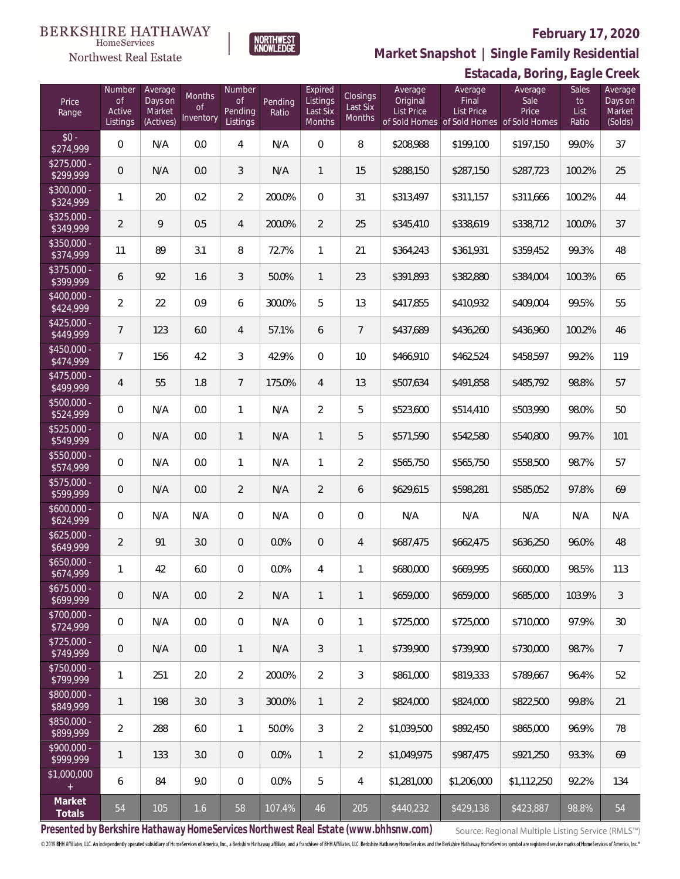BERKSHIRE HATHAWAY HomeServices Northwest Real Estate

NORTHWEST KNOWLEDGE

**February 17, 2020**

## Market Snapshot | Single Family Residential

### Estacada, Boring, Eagle Creek

| Price Range | Number of Active Listings | Average Days on Market (Actives) | Months of Inventory | Number of Pending Listings | Pending Ratio | Expired Listings Last Six Months | Closings Last Six Months | Average Original List Price of Sold Homes | Average Final List Price of Sold Homes | Average Sale Price of Sold Homes | Sales to List Ratio | Average Days on Market (Solds) |
|---|---|---|---|---|---|---|---|---|---|---|---|---|
| $0 - $274,999 | 0 | N/A | 0.0 | 4 | N/A | 0 | 8 | $208,988 | $199,100 | $197,150 | 99.0% | 37 |
| $275,000 - $299,999 | 0 | N/A | 0.0 | 3 | N/A | 1 | 15 | $288,150 | $287,150 | $287,723 | 100.2% | 25 |
| $300,000 - $324,999 | 1 | 20 | 0.2 | 2 | 200.0% | 0 | 31 | $313,497 | $311,157 | $311,666 | 100.2% | 44 |
| $325,000 - $349,999 | 2 | 9 | 0.5 | 4 | 200.0% | 2 | 25 | $345,410 | $338,619 | $338,712 | 100.0% | 37 |
| $350,000 - $374,999 | 11 | 89 | 3.1 | 8 | 72.7% | 1 | 21 | $364,243 | $361,931 | $359,452 | 99.3% | 48 |
| $375,000 - $399,999 | 6 | 92 | 1.6 | 3 | 50.0% | 1 | 23 | $391,893 | $382,880 | $384,004 | 100.3% | 65 |
| $400,000 - $424,999 | 2 | 22 | 0.9 | 6 | 300.0% | 5 | 13 | $417,855 | $410,932 | $409,004 | 99.5% | 55 |
| $425,000 - $449,999 | 7 | 123 | 6.0 | 4 | 57.1% | 6 | 7 | $437,689 | $436,260 | $436,960 | 100.2% | 46 |
| $450,000 - $474,999 | 7 | 156 | 4.2 | 3 | 42.9% | 0 | 10 | $466,910 | $462,524 | $458,597 | 99.2% | 119 |
| $475,000 - $499,999 | 4 | 55 | 1.8 | 7 | 175.0% | 4 | 13 | $507,634 | $491,858 | $485,792 | 98.8% | 57 |
| $500,000 - $524,999 | 0 | N/A | 0.0 | 1 | N/A | 2 | 5 | $523,600 | $514,410 | $503,990 | 98.0% | 50 |
| $525,000 - $549,999 | 0 | N/A | 0.0 | 1 | N/A | 1 | 5 | $571,590 | $542,580 | $540,800 | 99.7% | 101 |
| $550,000 - $574,999 | 0 | N/A | 0.0 | 1 | N/A | 1 | 2 | $565,750 | $565,750 | $558,500 | 98.7% | 57 |
| $575,000 - $599,999 | 0 | N/A | 0.0 | 2 | N/A | 2 | 6 | $629,615 | $598,281 | $585,052 | 97.8% | 69 |
| $600,000 - $624,999 | 0 | N/A | N/A | 0 | N/A | 0 | 0 | N/A | N/A | N/A | N/A | N/A |
| $625,000 - $649,999 | 2 | 91 | 3.0 | 0 | 0.0% | 0 | 4 | $687,475 | $662,475 | $636,250 | 96.0% | 48 |
| $650,000 - $674,999 | 1 | 42 | 6.0 | 0 | 0.0% | 4 | 1 | $680,000 | $669,995 | $660,000 | 98.5% | 113 |
| $675,000 - $699,999 | 0 | N/A | 0.0 | 2 | N/A | 1 | 1 | $659,000 | $659,000 | $685,000 | 103.9% | 3 |
| $700,000 - $724,999 | 0 | N/A | 0.0 | 0 | N/A | 0 | 1 | $725,000 | $725,000 | $710,000 | 97.9% | 30 |
| $725,000 - $749,999 | 0 | N/A | 0.0 | 1 | N/A | 3 | 1 | $739,900 | $739,900 | $730,000 | 98.7% | 7 |
| $750,000 - $799,999 | 1 | 251 | 2.0 | 2 | 200.0% | 2 | 3 | $861,000 | $819,333 | $789,667 | 96.4% | 52 |
| $800,000 - $849,999 | 1 | 198 | 3.0 | 3 | 300.0% | 1 | 2 | $824,000 | $824,000 | $822,500 | 99.8% | 21 |
| $850,000 - $899,999 | 2 | 288 | 6.0 | 1 | 50.0% | 3 | 2 | $1,039,500 | $892,450 | $865,000 | 96.9% | 78 |
| $900,000 - $999,999 | 1 | 133 | 3.0 | 0 | 0.0% | 1 | 2 | $1,049,975 | $987,475 | $921,250 | 93.3% | 69 |
| $1,000,000 + | 6 | 84 | 9.0 | 0 | 0.0% | 5 | 4 | $1,281,000 | $1,206,000 | $1,112,250 | 92.2% | 134 |
| **Market Totals** | 54 | 105 | 1.6 | 58 | 107.4% | 46 | 205 | $440,232 | $429,138 | $423,887 | 98.8% | 54 |

**Presented by Berkshire Hathaway HomeServices Northwest Real Estate (www.bhhsnw.com)**

Source: Regional Multiple Listing Service (RMLS™)

© 2019 BHH Affiliates, LLC. An independently operated subsidiary of HomeServices of America, Inc., a Berkshire Hathaway affiliate, and a franchisee of BHH Affiliates, LLC. Berkshire Hathaway HomeServices and the Berkshire Hathaway HomeServices symbol are registered service marks of HomeServices of America, Inc.®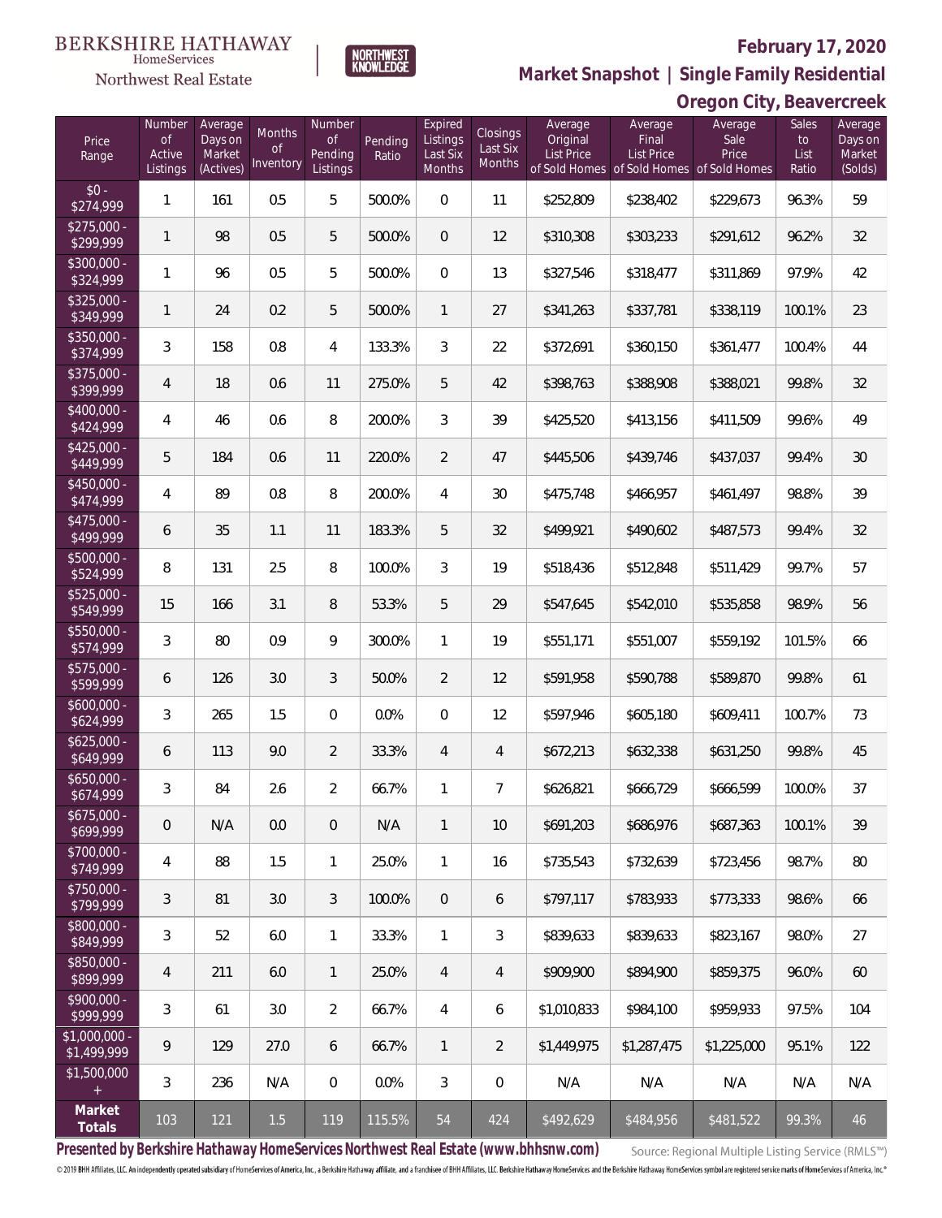BERKSHIRE HATHAWAY
HomeServices
Northwest Real Estate

NORTHWEST KNOWLEDGE

**February 17, 2020**

**Market Snapshot | Single Family Residential**

**Oregon City, Beavercreek**

| Price Range | Number of Active Listings | Average Days on Market (Actives) | Months of Inventory | Number of Pending Listings | Pending Ratio | Expired Listings Last Six Months | Closings Last Six Months | Average Original List Price of Sold Homes | Average Final List Price of Sold Homes | Average Sale Price of Sold Homes | Sales to List Ratio | Average Days on Market (Solds) |
|---|---|---|---|---|---|---|---|---|---|---|---|---|
| $0 - $274,999 | 1 | 161 | 0.5 | 5 | 500.0% | 0 | 11 | $252,809 | $238,402 | $229,673 | 96.3% | 59 |
| $275,000 - $299,999 | 1 | 98 | 0.5 | 5 | 500.0% | 0 | 12 | $310,308 | $303,233 | $291,612 | 96.2% | 32 |
| $300,000 - $324,999 | 1 | 96 | 0.5 | 5 | 500.0% | 0 | 13 | $327,546 | $318,477 | $311,869 | 97.9% | 42 |
| $325,000 - $349,999 | 1 | 24 | 0.2 | 5 | 500.0% | 1 | 27 | $341,263 | $337,781 | $338,119 | 100.1% | 23 |
| $350,000 - $374,999 | 3 | 158 | 0.8 | 4 | 133.3% | 3 | 22 | $372,691 | $360,150 | $361,477 | 100.4% | 44 |
| $375,000 - $399,999 | 4 | 18 | 0.6 | 11 | 275.0% | 5 | 42 | $398,763 | $388,908 | $388,021 | 99.8% | 32 |
| $400,000 - $424,999 | 4 | 46 | 0.6 | 8 | 200.0% | 3 | 39 | $425,520 | $413,156 | $411,509 | 99.6% | 49 |
| $425,000 - $449,999 | 5 | 184 | 0.6 | 11 | 220.0% | 2 | 47 | $445,506 | $439,746 | $437,037 | 99.4% | 30 |
| $450,000 - $474,999 | 4 | 89 | 0.8 | 8 | 200.0% | 4 | 30 | $475,748 | $466,957 | $461,497 | 98.8% | 39 |
| $475,000 - $499,999 | 6 | 35 | 1.1 | 11 | 183.3% | 5 | 32 | $499,921 | $490,602 | $487,573 | 99.4% | 32 |
| $500,000 - $524,999 | 8 | 131 | 2.5 | 8 | 100.0% | 3 | 19 | $518,436 | $512,848 | $511,429 | 99.7% | 57 |
| $525,000 - $549,999 | 15 | 166 | 3.1 | 8 | 53.3% | 5 | 29 | $547,645 | $542,010 | $535,858 | 98.9% | 56 |
| $550,000 - $574,999 | 3 | 80 | 0.9 | 9 | 300.0% | 1 | 19 | $551,171 | $551,007 | $559,192 | 101.5% | 66 |
| $575,000 - $599,999 | 6 | 126 | 3.0 | 3 | 50.0% | 2 | 12 | $591,958 | $590,788 | $589,870 | 99.8% | 61 |
| $600,000 - $624,999 | 3 | 265 | 1.5 | 0 | 0.0% | 0 | 12 | $597,946 | $605,180 | $609,411 | 100.7% | 73 |
| $625,000 - $649,999 | 6 | 113 | 9.0 | 2 | 33.3% | 4 | 4 | $672,213 | $632,338 | $631,250 | 99.8% | 45 |
| $650,000 - $674,999 | 3 | 84 | 2.6 | 2 | 66.7% | 1 | 7 | $626,821 | $666,729 | $666,599 | 100.0% | 37 |
| $675,000 - $699,999 | 0 | N/A | 0.0 | 0 | N/A | 1 | 10 | $691,203 | $686,976 | $687,363 | 100.1% | 39 |
| $700,000 - $749,999 | 4 | 88 | 1.5 | 1 | 25.0% | 1 | 16 | $735,543 | $732,639 | $723,456 | 98.7% | 80 |
| $750,000 - $799,999 | 3 | 81 | 3.0 | 3 | 100.0% | 0 | 6 | $797,117 | $783,933 | $773,333 | 98.6% | 66 |
| $800,000 - $849,999 | 3 | 52 | 6.0 | 1 | 33.3% | 1 | 3 | $839,633 | $839,633 | $823,167 | 98.0% | 27 |
| $850,000 - $899,999 | 4 | 211 | 6.0 | 1 | 25.0% | 4 | 4 | $909,900 | $894,900 | $859,375 | 96.0% | 60 |
| $900,000 - $999,999 | 3 | 61 | 3.0 | 2 | 66.7% | 4 | 6 | $1,010,833 | $984,100 | $959,933 | 97.5% | 104 |
| $1,000,000 - $1,499,999 | 9 | 129 | 27.0 | 6 | 66.7% | 1 | 2 | $1,449,975 | $1,287,475 | $1,225,000 | 95.1% | 122 |
| $1,500,000 + | 3 | 236 | N/A | 0 | 0.0% | 3 | 0 | N/A | N/A | N/A | N/A | N/A |
| **Market Totals** | 103 | 121 | 1.5 | 119 | 115.5% | 54 | 424 | $492,629 | $484,956 | $481,522 | 99.3% | 46 |

**Presented by Berkshire Hathaway HomeServices Northwest Real Estate (www.bhhsnw.com)**

Source: Regional Multiple Listing Service (RMLS™)

© 2019 BHH Affiliates, LLC. An independently operated subsidiary of HomeServices of America, Inc., a Berkshire Hathaway affiliate, and a franchisee of BHH Affiliates, LLC. Berkshire Hathaway HomeServices and the Berkshire Hathaway HomeServices symbol are registered service marks of HomeServices of America, Inc.®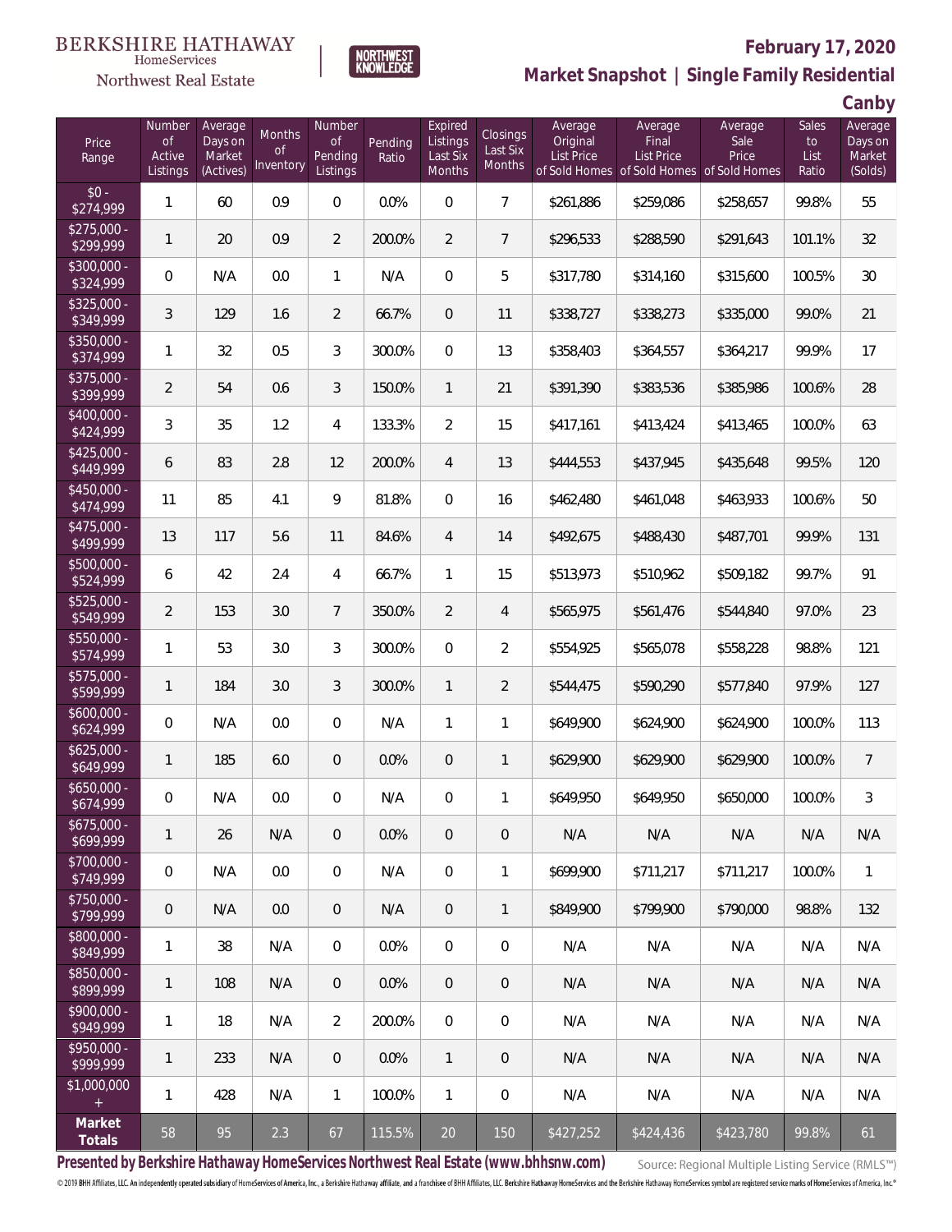BERKSHIRE HATHAWAY HomeServices Northwest Real Estate

NORTHWEST KNOWLEDGE

# February 17, 2020

## Market Snapshot | Single Family Residential

### Canby

| Price Range | Number of Active Listings | Average Days on Market (Actives) | Months of Inventory | Number of Pending Listings | Pending Ratio | Expired Listings Last Six Months | Closings Last Six Months | Average Original List Price of Sold Homes | Average Final List Price of Sold Homes | Average Sale Price of Sold Homes | Sales to List Ratio | Average Days on Market (Solds) |
|---|---|---|---|---|---|---|---|---|---|---|---|---|
| $0 - $274,999 | 1 | 60 | 0.9 | 0 | 0.0% | 0 | 7 | $261,886 | $259,086 | $258,657 | 99.8% | 55 |
| $275,000 - $299,999 | 1 | 20 | 0.9 | 2 | 200.0% | 2 | 7 | $296,533 | $288,590 | $291,643 | 101.1% | 32 |
| $300,000 - $324,999 | 0 | N/A | 0.0 | 1 | N/A | 0 | 5 | $317,780 | $314,160 | $315,600 | 100.5% | 30 |
| $325,000 - $349,999 | 3 | 129 | 1.6 | 2 | 66.7% | 0 | 11 | $338,727 | $338,273 | $335,000 | 99.0% | 21 |
| $350,000 - $374,999 | 1 | 32 | 0.5 | 3 | 300.0% | 0 | 13 | $358,403 | $364,557 | $364,217 | 99.9% | 17 |
| $375,000 - $399,999 | 2 | 54 | 0.6 | 3 | 150.0% | 1 | 21 | $391,390 | $383,536 | $385,986 | 100.6% | 28 |
| $400,000 - $424,999 | 3 | 35 | 1.2 | 4 | 133.3% | 2 | 15 | $417,161 | $413,424 | $413,465 | 100.0% | 63 |
| $425,000 - $449,999 | 6 | 83 | 2.8 | 12 | 200.0% | 4 | 13 | $444,553 | $437,945 | $435,648 | 99.5% | 120 |
| $450,000 - $474,999 | 11 | 85 | 4.1 | 9 | 81.8% | 0 | 16 | $462,480 | $461,048 | $463,933 | 100.6% | 50 |
| $475,000 - $499,999 | 13 | 117 | 5.6 | 11 | 84.6% | 4 | 14 | $492,675 | $488,430 | $487,701 | 99.9% | 131 |
| $500,000 - $524,999 | 6 | 42 | 2.4 | 4 | 66.7% | 1 | 15 | $513,973 | $510,962 | $509,182 | 99.7% | 91 |
| $525,000 - $549,999 | 2 | 153 | 3.0 | 7 | 350.0% | 2 | 4 | $565,975 | $561,476 | $544,840 | 97.0% | 23 |
| $550,000 - $574,999 | 1 | 53 | 3.0 | 3 | 300.0% | 0 | 2 | $554,925 | $565,078 | $558,228 | 98.8% | 121 |
| $575,000 - $599,999 | 1 | 184 | 3.0 | 3 | 300.0% | 1 | 2 | $544,475 | $590,290 | $577,840 | 97.9% | 127 |
| $600,000 - $624,999 | 0 | N/A | 0.0 | 0 | N/A | 1 | 1 | $649,900 | $624,900 | $624,900 | 100.0% | 113 |
| $625,000 - $649,999 | 1 | 185 | 6.0 | 0 | 0.0% | 0 | 1 | $629,900 | $629,900 | $629,900 | 100.0% | 7 |
| $650,000 - $674,999 | 0 | N/A | 0.0 | 0 | N/A | 0 | 1 | $649,950 | $649,950 | $650,000 | 100.0% | 3 |
| $675,000 - $699,999 | 1 | 26 | N/A | 0 | 0.0% | 0 | 0 | N/A | N/A | N/A | N/A | N/A |
| $700,000 - $749,999 | 0 | N/A | 0.0 | 0 | N/A | 0 | 1 | $699,900 | $711,217 | $711,217 | 100.0% | 1 |
| $750,000 - $799,999 | 0 | N/A | 0.0 | 0 | N/A | 0 | 1 | $849,900 | $799,900 | $790,000 | 98.8% | 132 |
| $800,000 - $849,999 | 1 | 38 | N/A | 0 | 0.0% | 0 | 0 | N/A | N/A | N/A | N/A | N/A |
| $850,000 - $899,999 | 1 | 108 | N/A | 0 | 0.0% | 0 | 0 | N/A | N/A | N/A | N/A | N/A |
| $900,000 - $949,999 | 1 | 18 | N/A | 2 | 200.0% | 0 | 0 | N/A | N/A | N/A | N/A | N/A |
| $950,000 - $999,999 | 1 | 233 | N/A | 0 | 0.0% | 1 | 0 | N/A | N/A | N/A | N/A | N/A |
| $1,000,000 + | 1 | 428 | N/A | 1 | 100.0% | 1 | 0 | N/A | N/A | N/A | N/A | N/A |
| **Market Totals** | 58 | 95 | 2.3 | 67 | 115.5% | 20 | 150 | $427,252 | $424,436 | $423,780 | 99.8% | 61 |

**Presented by Berkshire Hathaway HomeServices Northwest Real Estate (www.bhhsnw.com)**

Source: Regional Multiple Listing Service (RMLS™)

© 2019 BHH Affiliates, LLC. An independently operated subsidiary of HomeServices of America, Inc., a Berkshire Hathaway affiliate, and a franchisee of BHH Affiliates, LLC. Berkshire Hathaway HomeServices and the Berkshire Hathaway HomeServices symbol are registered service marks of HomeServices of America, Inc.®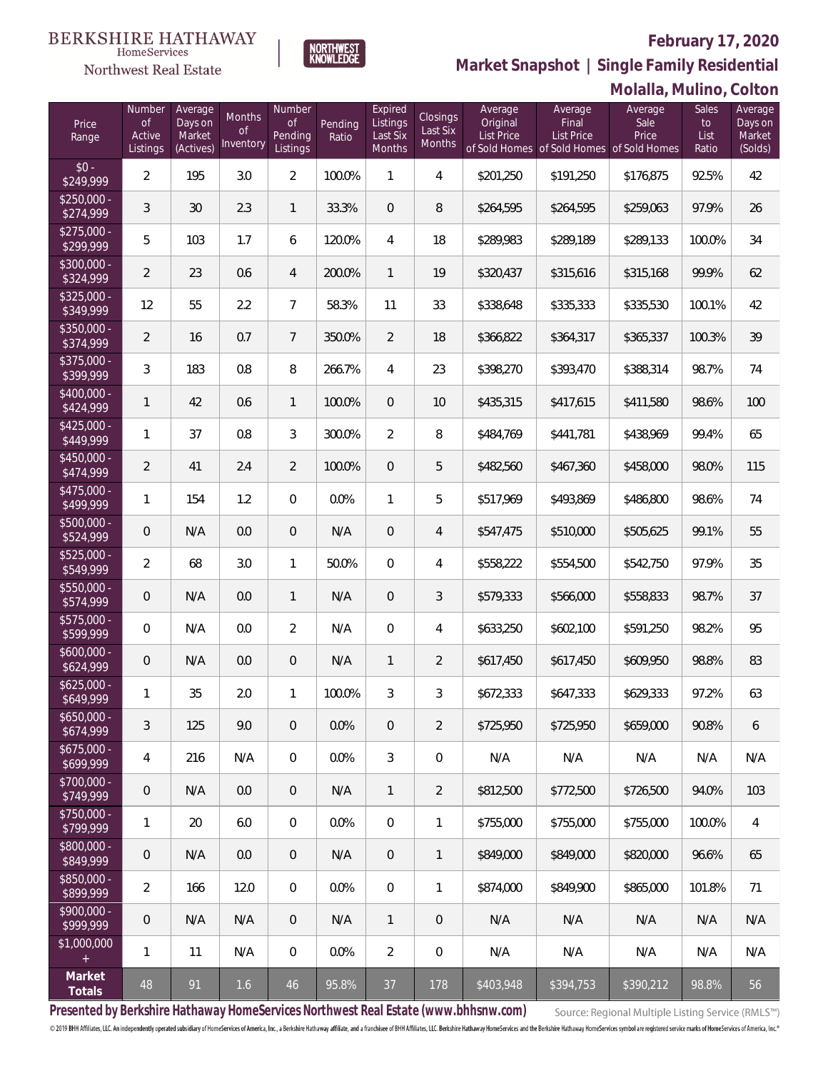BERKSHIRE HATHAWAY HomeServices Northwest Real Estate | NORTHWEST KNOWLEDGE

# February 17, 2020

## Market Snapshot | Single Family Residential

## Molalla, Mulino, Colton

| Price Range | Number of Active Listings | Average Days on Market (Actives) | Months of Inventory | Number of Pending Listings | Pending Ratio | Expired Listings Last Six Months | Closings Last Six Months | Average Original List Price of Sold Homes | Average Final List Price of Sold Homes | Average Sale Price of Sold Homes | Sales to List Ratio | Average Days on Market (Solds) |
|---|---|---|---|---|---|---|---|---|---|---|---|---|
| $0 - $249,999 | 2 | 195 | 3.0 | 2 | 100.0% | 1 | 4 | $201,250 | $191,250 | $176,875 | 92.5% | 42 |
| $250,000 - $274,999 | 3 | 30 | 2.3 | 1 | 33.3% | 0 | 8 | $264,595 | $264,595 | $259,063 | 97.9% | 26 |
| $275,000 - $299,999 | 5 | 103 | 1.7 | 6 | 120.0% | 4 | 18 | $289,983 | $289,189 | $289,133 | 100.0% | 34 |
| $300,000 - $324,999 | 2 | 23 | 0.6 | 4 | 200.0% | 1 | 19 | $320,437 | $315,616 | $315,168 | 99.9% | 62 |
| $325,000 - $349,999 | 12 | 55 | 2.2 | 7 | 58.3% | 11 | 33 | $338,648 | $335,333 | $335,530 | 100.1% | 42 |
| $350,000 - $374,999 | 2 | 16 | 0.7 | 7 | 350.0% | 2 | 18 | $366,822 | $364,317 | $365,337 | 100.3% | 39 |
| $375,000 - $399,999 | 3 | 183 | 0.8 | 8 | 266.7% | 4 | 23 | $398,270 | $393,470 | $388,314 | 98.7% | 74 |
| $400,000 - $424,999 | 1 | 42 | 0.6 | 1 | 100.0% | 0 | 10 | $435,315 | $417,615 | $411,580 | 98.6% | 100 |
| $425,000 - $449,999 | 1 | 37 | 0.8 | 3 | 300.0% | 2 | 8 | $484,769 | $441,781 | $438,969 | 99.4% | 65 |
| $450,000 - $474,999 | 2 | 41 | 2.4 | 2 | 100.0% | 0 | 5 | $482,560 | $467,360 | $458,000 | 98.0% | 115 |
| $475,000 - $499,999 | 1 | 154 | 1.2 | 0 | 0.0% | 1 | 5 | $517,969 | $493,869 | $486,800 | 98.6% | 74 |
| $500,000 - $524,999 | 0 | N/A | 0.0 | 0 | N/A | 0 | 4 | $547,475 | $510,000 | $505,625 | 99.1% | 55 |
| $525,000 - $549,999 | 2 | 68 | 3.0 | 1 | 50.0% | 0 | 4 | $558,222 | $554,500 | $542,750 | 97.9% | 35 |
| $550,000 - $574,999 | 0 | N/A | 0.0 | 1 | N/A | 0 | 3 | $579,333 | $566,000 | $558,833 | 98.7% | 37 |
| $575,000 - $599,999 | 0 | N/A | 0.0 | 2 | N/A | 0 | 4 | $633,250 | $602,100 | $591,250 | 98.2% | 95 |
| $600,000 - $624,999 | 0 | N/A | 0.0 | 0 | N/A | 1 | 2 | $617,450 | $617,450 | $609,950 | 98.8% | 83 |
| $625,000 - $649,999 | 1 | 35 | 2.0 | 1 | 100.0% | 3 | 3 | $672,333 | $647,333 | $629,333 | 97.2% | 63 |
| $650,000 - $674,999 | 3 | 125 | 9.0 | 0 | 0.0% | 0 | 2 | $725,950 | $725,950 | $659,000 | 90.8% | 6 |
| $675,000 - $699,999 | 4 | 216 | N/A | 0 | 0.0% | 3 | 0 | N/A | N/A | N/A | N/A | N/A |
| $700,000 - $749,999 | 0 | N/A | 0.0 | 0 | N/A | 1 | 2 | $812,500 | $772,500 | $726,500 | 94.0% | 103 |
| $750,000 - $799,999 | 1 | 20 | 6.0 | 0 | 0.0% | 0 | 1 | $755,000 | $755,000 | $755,000 | 100.0% | 4 |
| $800,000 - $849,999 | 0 | N/A | 0.0 | 0 | N/A | 0 | 1 | $849,000 | $849,000 | $820,000 | 96.6% | 65 |
| $850,000 - $899,999 | 2 | 166 | 12.0 | 0 | 0.0% | 0 | 1 | $874,000 | $849,900 | $865,000 | 101.8% | 71 |
| $900,000 - $999,999 | 0 | N/A | N/A | 0 | N/A | 1 | 0 | N/A | N/A | N/A | N/A | N/A |
| $1,000,000 + | 1 | 11 | N/A | 0 | 0.0% | 2 | 0 | N/A | N/A | N/A | N/A | N/A |
| **Market Totals** | 48 | 91 | 1.6 | 46 | 95.8% | 37 | 178 | $403,948 | $394,753 | $390,212 | 98.8% | 56 |

**Presented by Berkshire Hathaway HomeServices Northwest Real Estate (www.bhhsnw.com)** Source: Regional Multiple Listing Service (RMLS™)

© 2019 BHH Affiliates, LLC. An independently operated subsidiary of HomeServices of America, Inc., a Berkshire Hathaway affiliate, and a franchisee of BHH Affiliates, LLC. Berkshire Hathaway HomeServices and the Berkshire Hathaway HomeServices symbol are registered service marks of HomeServices of America, Inc.®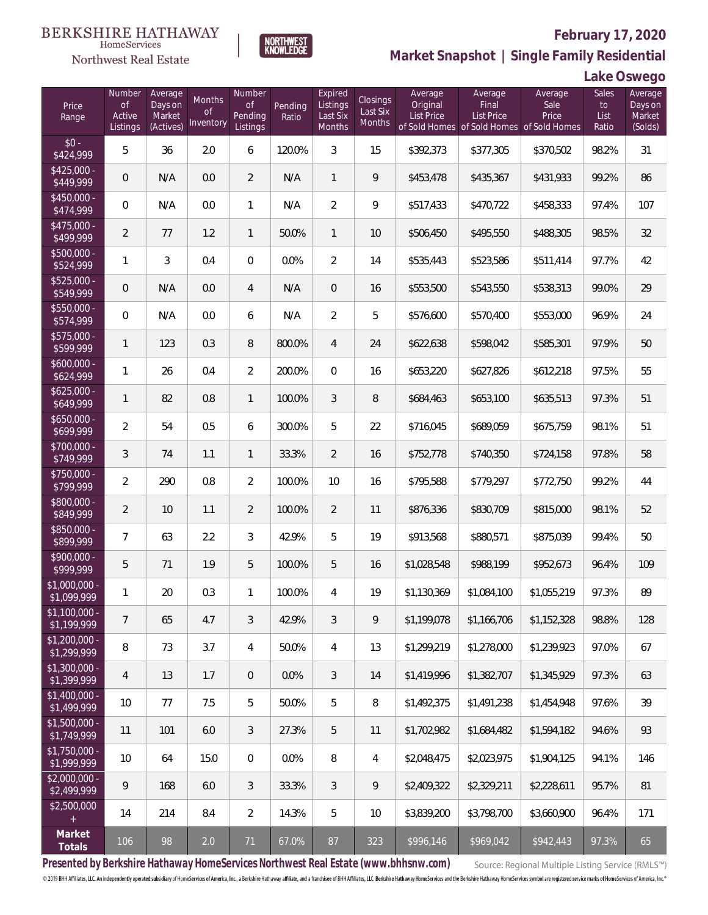BERKSHIRE HATHAWAY HomeServices Northwest Real Estate | NORTHWEST KNOWLEDGE

# February 17, 2020

## Market Snapshot | Single Family Residential

### Lake Oswego

| Price Range | Number of Active Listings | Average Days on Market (Actives) | Months of Inventory | Number of Pending Listings | Pending Ratio | Expired Listings Last Six Months | Closings Last Six Months | Average Original List Price of Sold Homes | Average Final List Price of Sold Homes | Average Sale Price of Sold Homes | Sales to List Ratio | Average Days on Market (Solds) |
|---|---|---|---|---|---|---|---|---|---|---|---|---|
| $0 - $424,999 | 5 | 36 | 2.0 | 6 | 120.0% | 3 | 15 | $392,373 | $377,305 | $370,502 | 98.2% | 31 |
| $425,000 - $449,999 | 0 | N/A | 0.0 | 2 | N/A | 1 | 9 | $453,478 | $435,367 | $431,933 | 99.2% | 86 |
| $450,000 - $474,999 | 0 | N/A | 0.0 | 1 | N/A | 2 | 9 | $517,433 | $470,722 | $458,333 | 97.4% | 107 |
| $475,000 - $499,999 | 2 | 77 | 1.2 | 1 | 50.0% | 1 | 10 | $506,450 | $495,550 | $488,305 | 98.5% | 32 |
| $500,000 - $524,999 | 1 | 3 | 0.4 | 0 | 0.0% | 2 | 14 | $535,443 | $523,586 | $511,414 | 97.7% | 42 |
| $525,000 - $549,999 | 0 | N/A | 0.0 | 4 | N/A | 0 | 16 | $553,500 | $543,550 | $538,313 | 99.0% | 29 |
| $550,000 - $574,999 | 0 | N/A | 0.0 | 6 | N/A | 2 | 5 | $576,600 | $570,400 | $553,000 | 96.9% | 24 |
| $575,000 - $599,999 | 1 | 123 | 0.3 | 8 | 800.0% | 4 | 24 | $622,638 | $598,042 | $585,301 | 97.9% | 50 |
| $600,000 - $624,999 | 1 | 26 | 0.4 | 2 | 200.0% | 0 | 16 | $653,220 | $627,826 | $612,218 | 97.5% | 55 |
| $625,000 - $649,999 | 1 | 82 | 0.8 | 1 | 100.0% | 3 | 8 | $684,463 | $653,100 | $635,513 | 97.3% | 51 |
| $650,000 - $699,999 | 2 | 54 | 0.5 | 6 | 300.0% | 5 | 22 | $716,045 | $689,059 | $675,759 | 98.1% | 51 |
| $700,000 - $749,999 | 3 | 74 | 1.1 | 1 | 33.3% | 2 | 16 | $752,778 | $740,350 | $724,158 | 97.8% | 58 |
| $750,000 - $799,999 | 2 | 290 | 0.8 | 2 | 100.0% | 10 | 16 | $795,588 | $779,297 | $772,750 | 99.2% | 44 |
| $800,000 - $849,999 | 2 | 10 | 1.1 | 2 | 100.0% | 2 | 11 | $876,336 | $830,709 | $815,000 | 98.1% | 52 |
| $850,000 - $899,999 | 7 | 63 | 2.2 | 3 | 42.9% | 5 | 19 | $913,568 | $880,571 | $875,039 | 99.4% | 50 |
| $900,000 - $999,999 | 5 | 71 | 1.9 | 5 | 100.0% | 5 | 16 | $1,028,548 | $988,199 | $952,673 | 96.4% | 109 |
| $1,000,000 - $1,099,999 | 1 | 20 | 0.3 | 1 | 100.0% | 4 | 19 | $1,130,369 | $1,084,100 | $1,055,219 | 97.3% | 89 |
| $1,100,000 - $1,199,999 | 7 | 65 | 4.7 | 3 | 42.9% | 3 | 9 | $1,199,078 | $1,166,706 | $1,152,328 | 98.8% | 128 |
| $1,200,000 - $1,299,999 | 8 | 73 | 3.7 | 4 | 50.0% | 4 | 13 | $1,299,219 | $1,278,000 | $1,239,923 | 97.0% | 67 |
| $1,300,000 - $1,399,999 | 4 | 13 | 1.7 | 0 | 0.0% | 3 | 14 | $1,419,996 | $1,382,707 | $1,345,929 | 97.3% | 63 |
| $1,400,000 - $1,499,999 | 10 | 77 | 7.5 | 5 | 50.0% | 5 | 8 | $1,492,375 | $1,491,238 | $1,454,948 | 97.6% | 39 |
| $1,500,000 - $1,749,999 | 11 | 101 | 6.0 | 3 | 27.3% | 5 | 11 | $1,702,982 | $1,684,482 | $1,594,182 | 94.6% | 93 |
| $1,750,000 - $1,999,999 | 10 | 64 | 15.0 | 0 | 0.0% | 8 | 4 | $2,048,475 | $2,023,975 | $1,904,125 | 94.1% | 146 |
| $2,000,000 - $2,499,999 | 9 | 168 | 6.0 | 3 | 33.3% | 3 | 9 | $2,409,322 | $2,329,211 | $2,228,611 | 95.7% | 81 |
| $2,500,000 + | 14 | 214 | 8.4 | 2 | 14.3% | 5 | 10 | $3,839,200 | $3,798,700 | $3,660,900 | 96.4% | 171 |
| **Market Totals** | 106 | 98 | 2.0 | 71 | 67.0% | 87 | 323 | $996,146 | $969,042 | $942,443 | 97.3% | 65 |

**Presented by Berkshire Hathaway HomeServices Northwest Real Estate (www.bhhsnw.com)**

Source: Regional Multiple Listing Service (RMLS™)

© 2019 BHH Affiliates, LLC. An independently operated subsidiary of HomeServices of America, Inc., a Berkshire Hathaway affiliate, and a franchisee of BHH Affiliates, LLC. Berkshire Hathaway HomeServices and the Berkshire Hathaway HomeServices symbol are registered service marks of HomeServices of America, Inc.®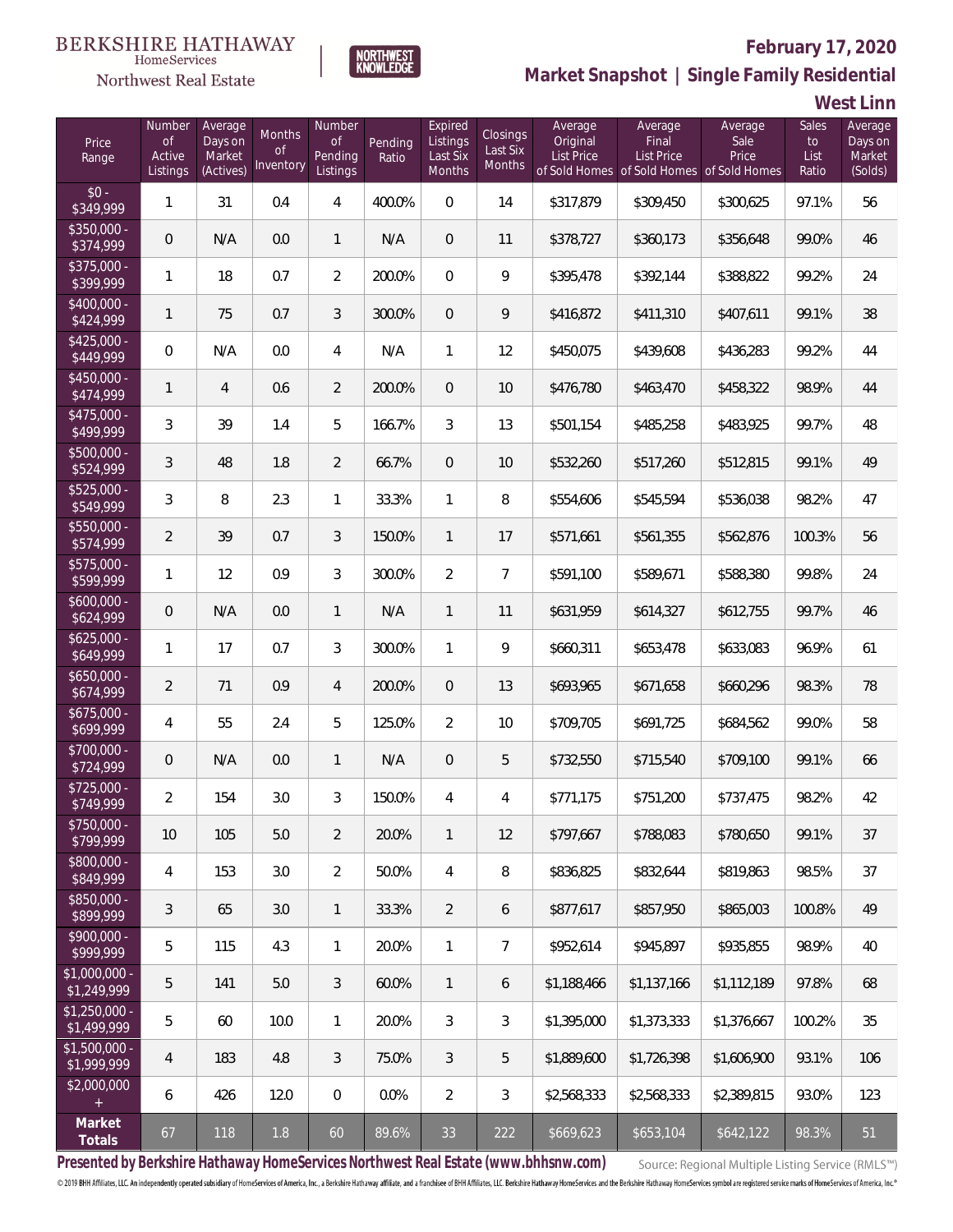BERKSHIRE HATHAWAY HomeServices Northwest Real Estate

NORTHWEST KNOWLEDGE

# February 17, 2020

## Market Snapshot | Single Family Residential

### West Linn

| Price Range | Number of Active Listings | Average Days on Market (Actives) | Months of Inventory | Number of Pending Listings | Pending Ratio | Expired Listings Last Six Months | Closings Last Six Months | Average Original List Price of Sold Homes | Average Final List Price of Sold Homes | Average Sale Price of Sold Homes | Sales to List Ratio | Average Days on Market (Solds) |
|---|---|---|---|---|---|---|---|---|---|---|---|---|
| $0 - $349,999 | 1 | 31 | 0.4 | 4 | 400.0% | 0 | 14 | $317,879 | $309,450 | $300,625 | 97.1% | 56 |
| $350,000 - $374,999 | 0 | N/A | 0.0 | 1 | N/A | 0 | 11 | $378,727 | $360,173 | $356,648 | 99.0% | 46 |
| $375,000 - $399,999 | 1 | 18 | 0.7 | 2 | 200.0% | 0 | 9 | $395,478 | $392,144 | $388,822 | 99.2% | 24 |
| $400,000 - $424,999 | 1 | 75 | 0.7 | 3 | 300.0% | 0 | 9 | $416,872 | $411,310 | $407,611 | 99.1% | 38 |
| $425,000 - $449,999 | 0 | N/A | 0.0 | 4 | N/A | 1 | 12 | $450,075 | $439,608 | $436,283 | 99.2% | 44 |
| $450,000 - $474,999 | 1 | 4 | 0.6 | 2 | 200.0% | 0 | 10 | $476,780 | $463,470 | $458,322 | 98.9% | 44 |
| $475,000 - $499,999 | 3 | 39 | 1.4 | 5 | 166.7% | 3 | 13 | $501,154 | $485,258 | $483,925 | 99.7% | 48 |
| $500,000 - $524,999 | 3 | 48 | 1.8 | 2 | 66.7% | 0 | 10 | $532,260 | $517,260 | $512,815 | 99.1% | 49 |
| $525,000 - $549,999 | 3 | 8 | 2.3 | 1 | 33.3% | 1 | 8 | $554,606 | $545,594 | $536,038 | 98.2% | 47 |
| $550,000 - $574,999 | 2 | 39 | 0.7 | 3 | 150.0% | 1 | 17 | $571,661 | $561,355 | $562,876 | 100.3% | 56 |
| $575,000 - $599,999 | 1 | 12 | 0.9 | 3 | 300.0% | 2 | 7 | $591,100 | $589,671 | $588,380 | 99.8% | 24 |
| $600,000 - $624,999 | 0 | N/A | 0.0 | 1 | N/A | 1 | 11 | $631,959 | $614,327 | $612,755 | 99.7% | 46 |
| $625,000 - $649,999 | 1 | 17 | 0.7 | 3 | 300.0% | 1 | 9 | $660,311 | $653,478 | $633,083 | 96.9% | 61 |
| $650,000 - $674,999 | 2 | 71 | 0.9 | 4 | 200.0% | 0 | 13 | $693,965 | $671,658 | $660,296 | 98.3% | 78 |
| $675,000 - $699,999 | 4 | 55 | 2.4 | 5 | 125.0% | 2 | 10 | $709,705 | $691,725 | $684,562 | 99.0% | 58 |
| $700,000 - $724,999 | 0 | N/A | 0.0 | 1 | N/A | 0 | 5 | $732,550 | $715,540 | $709,100 | 99.1% | 66 |
| $725,000 - $749,999 | 2 | 154 | 3.0 | 3 | 150.0% | 4 | 4 | $771,175 | $751,200 | $737,475 | 98.2% | 42 |
| $750,000 - $799,999 | 10 | 105 | 5.0 | 2 | 20.0% | 1 | 12 | $797,667 | $788,083 | $780,650 | 99.1% | 37 |
| $800,000 - $849,999 | 4 | 153 | 3.0 | 2 | 50.0% | 4 | 8 | $836,825 | $832,644 | $819,863 | 98.5% | 37 |
| $850,000 - $899,999 | 3 | 65 | 3.0 | 1 | 33.3% | 2 | 6 | $877,617 | $857,950 | $865,003 | 100.8% | 49 |
| $900,000 - $999,999 | 5 | 115 | 4.3 | 1 | 20.0% | 1 | 7 | $952,614 | $945,897 | $935,855 | 98.9% | 40 |
| $1,000,000 - $1,249,999 | 5 | 141 | 5.0 | 3 | 60.0% | 1 | 6 | $1,188,466 | $1,137,166 | $1,112,189 | 97.8% | 68 |
| $1,250,000 - $1,499,999 | 5 | 60 | 10.0 | 1 | 20.0% | 3 | 3 | $1,395,000 | $1,373,333 | $1,376,667 | 100.2% | 35 |
| $1,500,000 - $1,999,999 | 4 | 183 | 4.8 | 3 | 75.0% | 3 | 5 | $1,889,600 | $1,726,398 | $1,606,900 | 93.1% | 106 |
| $2,000,000 + | 6 | 426 | 12.0 | 0 | 0.0% | 2 | 3 | $2,568,333 | $2,568,333 | $2,389,815 | 93.0% | 123 |
| **Market Totals** | 67 | 118 | 1.8 | 60 | 89.6% | 33 | 222 | $669,623 | $653,104 | $642,122 | 98.3% | 51 |

**Presented by Berkshire Hathaway HomeServices Northwest Real Estate (www.bhhsnw.com)**

Source: Regional Multiple Listing Service (RMLS™)

© 2019 BHH Affiliates, LLC. An independently operated subsidiary of HomeServices of America, Inc., a Berkshire Hathaway affiliate, and a franchisee of BHH Affiliates, LLC. Berkshire Hathaway HomeServices and the Berkshire Hathaway HomeServices symbol are registered service marks of HomeServices of America, Inc.®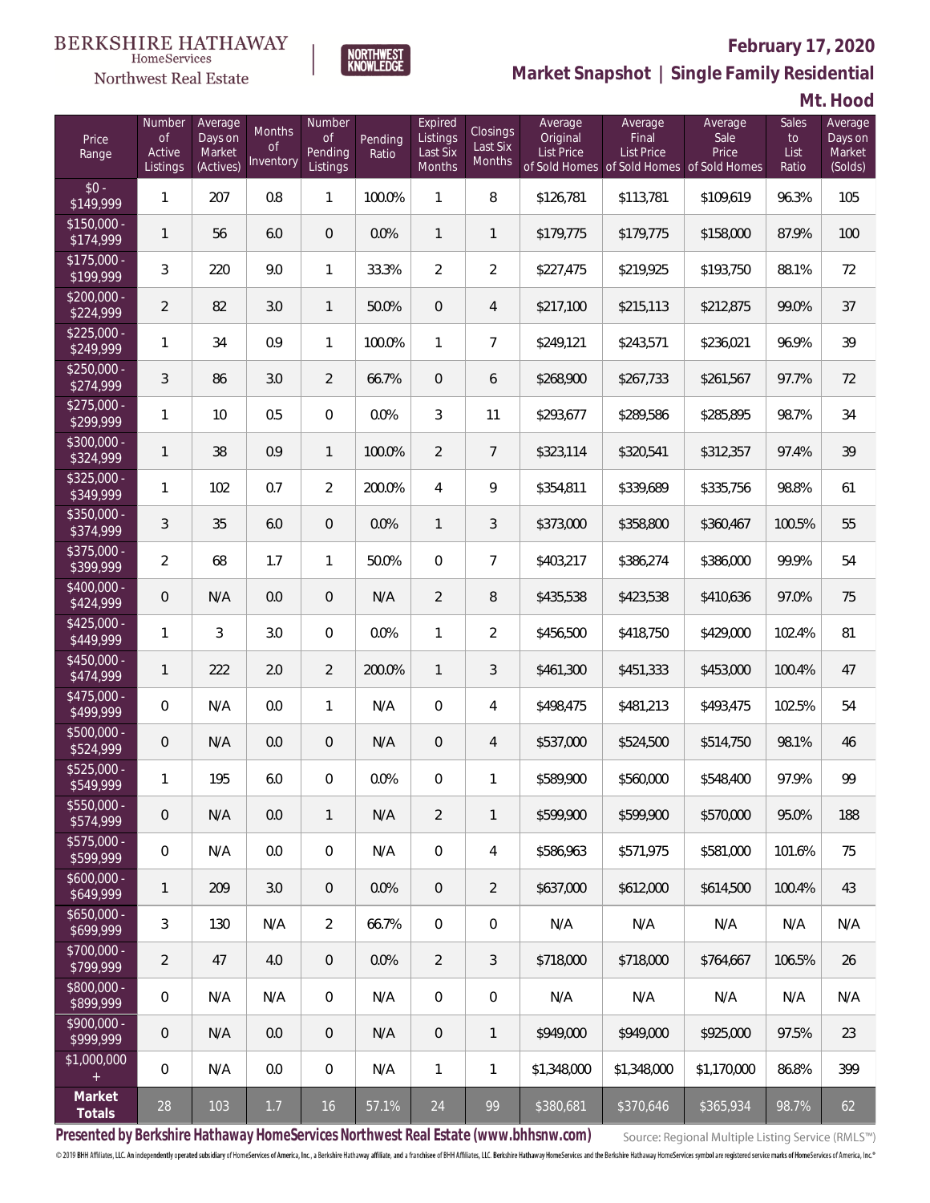BERKSHIRE HATHAWAY HomeServices Northwest Real Estate

NORTHWEST KNOWLEDGE

**February 17, 2020**

**Market Snapshot | Single Family Residential**

**Mt. Hood**

| Price Range | Number of Active Listings | Average Days on Market (Actives) | Months of Inventory | Number of Pending Listings | Pending Ratio | Expired Listings Last Six Months | Closings Last Six Months | Average Original List Price of Sold Homes | Average Final List Price of Sold Homes | Average Sale Price of Sold Homes | Sales to List Ratio | Average Days on Market (Solds) |
|---|---|---|---|---|---|---|---|---|---|---|---|---|
| $0 - $149,999 | 1 | 207 | 0.8 | 1 | 100.0% | 1 | 8 | $126,781 | $113,781 | $109,619 | 96.3% | 105 |
| $150,000 - $174,999 | 1 | 56 | 6.0 | 0 | 0.0% | 1 | 1 | $179,775 | $179,775 | $158,000 | 87.9% | 100 |
| $175,000 - $199,999 | 3 | 220 | 9.0 | 1 | 33.3% | 2 | 2 | $227,475 | $219,925 | $193,750 | 88.1% | 72 |
| $200,000 - $224,999 | 2 | 82 | 3.0 | 1 | 50.0% | 0 | 4 | $217,100 | $215,113 | $212,875 | 99.0% | 37 |
| $225,000 - $249,999 | 1 | 34 | 0.9 | 1 | 100.0% | 1 | 7 | $249,121 | $243,571 | $236,021 | 96.9% | 39 |
| $250,000 - $274,999 | 3 | 86 | 3.0 | 2 | 66.7% | 0 | 6 | $268,900 | $267,733 | $261,567 | 97.7% | 72 |
| $275,000 - $299,999 | 1 | 10 | 0.5 | 0 | 0.0% | 3 | 11 | $293,677 | $289,586 | $285,895 | 98.7% | 34 |
| $300,000 - $324,999 | 1 | 38 | 0.9 | 1 | 100.0% | 2 | 7 | $323,114 | $320,541 | $312,357 | 97.4% | 39 |
| $325,000 - $349,999 | 1 | 102 | 0.7 | 2 | 200.0% | 4 | 9 | $354,811 | $339,689 | $335,756 | 98.8% | 61 |
| $350,000 - $374,999 | 3 | 35 | 6.0 | 0 | 0.0% | 1 | 3 | $373,000 | $358,800 | $360,467 | 100.5% | 55 |
| $375,000 - $399,999 | 2 | 68 | 1.7 | 1 | 50.0% | 0 | 7 | $403,217 | $386,274 | $386,000 | 99.9% | 54 |
| $400,000 - $424,999 | 0 | N/A | 0.0 | 0 | N/A | 2 | 8 | $435,538 | $423,538 | $410,636 | 97.0% | 75 |
| $425,000 - $449,999 | 1 | 3 | 3.0 | 0 | 0.0% | 1 | 2 | $456,500 | $418,750 | $429,000 | 102.4% | 81 |
| $450,000 - $474,999 | 1 | 222 | 2.0 | 2 | 200.0% | 1 | 3 | $461,300 | $451,333 | $453,000 | 100.4% | 47 |
| $475,000 - $499,999 | 0 | N/A | 0.0 | 1 | N/A | 0 | 4 | $498,475 | $481,213 | $493,475 | 102.5% | 54 |
| $500,000 - $524,999 | 0 | N/A | 0.0 | 0 | N/A | 0 | 4 | $537,000 | $524,500 | $514,750 | 98.1% | 46 |
| $525,000 - $549,999 | 1 | 195 | 6.0 | 0 | 0.0% | 0 | 1 | $589,900 | $560,000 | $548,400 | 97.9% | 99 |
| $550,000 - $574,999 | 0 | N/A | 0.0 | 1 | N/A | 2 | 1 | $599,900 | $599,900 | $570,000 | 95.0% | 188 |
| $575,000 - $599,999 | 0 | N/A | 0.0 | 0 | N/A | 0 | 4 | $586,963 | $571,975 | $581,000 | 101.6% | 75 |
| $600,000 - $649,999 | 1 | 209 | 3.0 | 0 | 0.0% | 0 | 2 | $637,000 | $612,000 | $614,500 | 100.4% | 43 |
| $650,000 - $699,999 | 3 | 130 | N/A | 2 | 66.7% | 0 | 0 | N/A | N/A | N/A | N/A | N/A |
| $700,000 - $799,999 | 2 | 47 | 4.0 | 0 | 0.0% | 2 | 3 | $718,000 | $718,000 | $764,667 | 106.5% | 26 |
| $800,000 - $899,999 | 0 | N/A | N/A | 0 | N/A | 0 | 0 | N/A | N/A | N/A | N/A | N/A |
| $900,000 - $999,999 | 0 | N/A | 0.0 | 0 | N/A | 0 | 1 | $949,000 | $949,000 | $925,000 | 97.5% | 23 |
| $1,000,000 + | 0 | N/A | 0.0 | 0 | N/A | 1 | 1 | $1,348,000 | $1,348,000 | $1,170,000 | 86.8% | 399 |
| **Market Totals** | 28 | 103 | 1.7 | 16 | 57.1% | 24 | 99 | $380,681 | $370,646 | $365,934 | 98.7% | 62 |

**Presented by Berkshire Hathaway HomeServices Northwest Real Estate (www.bhhsnw.com)**

Source: Regional Multiple Listing Service (RMLS™)

© 2019 BHH Affiliates, LLC. An independently operated subsidiary of HomeServices of America, Inc., a Berkshire Hathaway affiliate, and a franchisee of BHH Affiliates, LLC. Berkshire Hathaway HomeServices and the Berkshire Hathaway HomeServices symbol are registered service marks of HomeServices of America, Inc.®